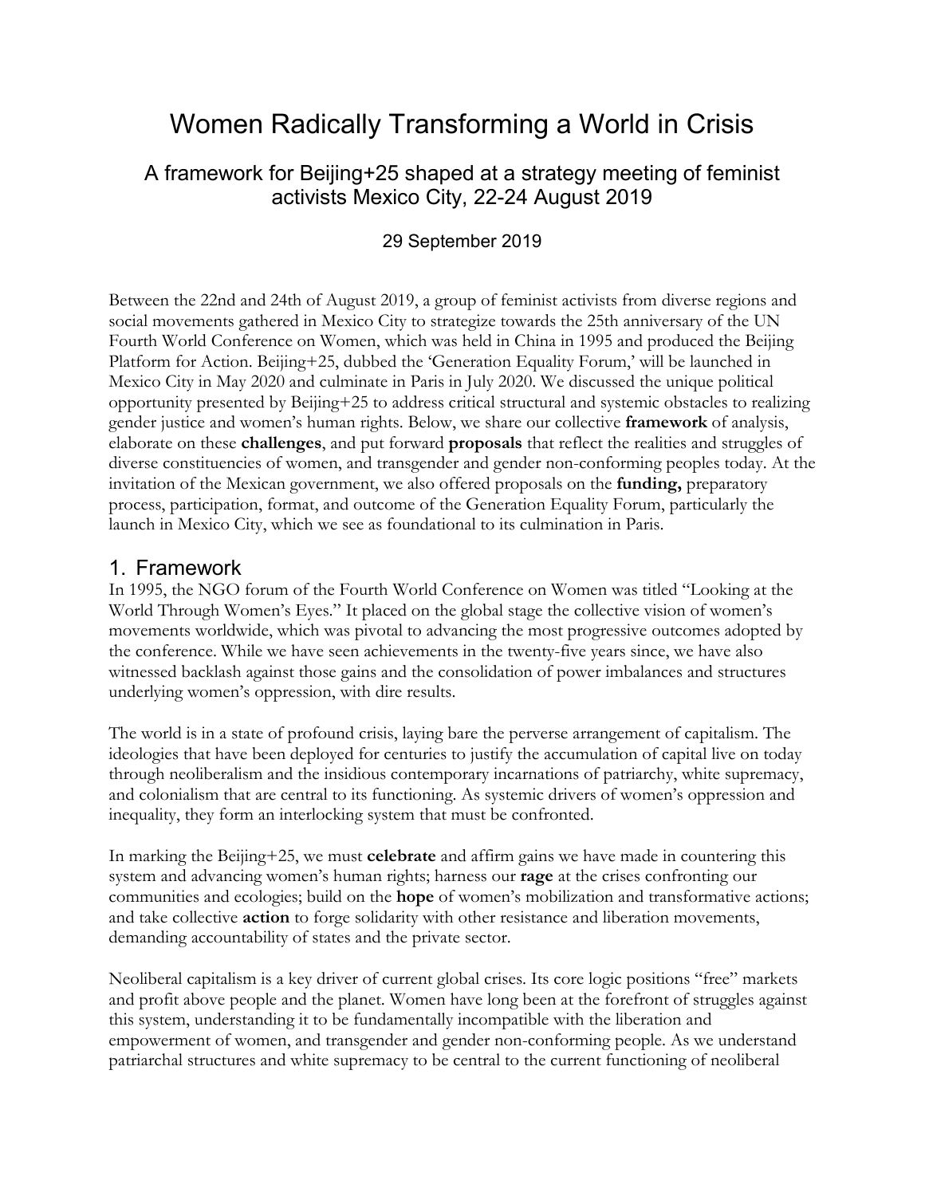# Women Radically Transforming a World in Crisis

## A framework for Beijing+25 shaped at a strategy meeting of feminist activists Mexico City, 22-24 August 2019

29 September 2019

Between the 22nd and 24th of August 2019, a group of feminist activists from diverse regions and social movements gathered in Mexico City to strategize towards the 25th anniversary of the UN Fourth World Conference on Women, which was held in China in 1995 and produced the Beijing Platform for Action. Beijing+25, dubbed the 'Generation Equality Forum,' will be launched in Mexico City in May 2020 and culminate in Paris in July 2020. We discussed the unique political opportunity presented by Beijing+25 to address critical structural and systemic obstacles to realizing gender justice and women's human rights. Below, we share our collective **framework** of analysis, elaborate on these **challenges**, and put forward **proposals** that reflect the realities and struggles of diverse constituencies of women, and transgender and gender non-conforming peoples today. At the invitation of the Mexican government, we also offered proposals on the **funding,** preparatory process, participation, format, and outcome of the Generation Equality Forum, particularly the launch in Mexico City, which we see as foundational to its culmination in Paris.

## 1. Framework

In 1995, the NGO forum of the Fourth World Conference on Women was titled "Looking at the World Through Women's Eyes." It placed on the global stage the collective vision of women's movements worldwide, which was pivotal to advancing the most progressive outcomes adopted by the conference. While we have seen achievements in the twenty-five years since, we have also witnessed backlash against those gains and the consolidation of power imbalances and structures underlying women's oppression, with dire results.

The world is in a state of profound crisis, laying bare the perverse arrangement of capitalism. The ideologies that have been deployed for centuries to justify the accumulation of capital live on today through neoliberalism and the insidious contemporary incarnations of patriarchy, white supremacy, and colonialism that are central to its functioning. As systemic drivers of women's oppression and inequality, they form an interlocking system that must be confronted.

In marking the Beijing+25, we must **celebrate** and affirm gains we have made in countering this system and advancing women's human rights; harness our **rage** at the crises confronting our communities and ecologies; build on the **hope** of women's mobilization and transformative actions; and take collective **action** to forge solidarity with other resistance and liberation movements, demanding accountability of states and the private sector.

Neoliberal capitalism is a key driver of current global crises. Its core logic positions "free" markets and profit above people and the planet. Women have long been at the forefront of struggles against this system, understanding it to be fundamentally incompatible with the liberation and empowerment of women, and transgender and gender non-conforming people. As we understand patriarchal structures and white supremacy to be central to the current functioning of neoliberal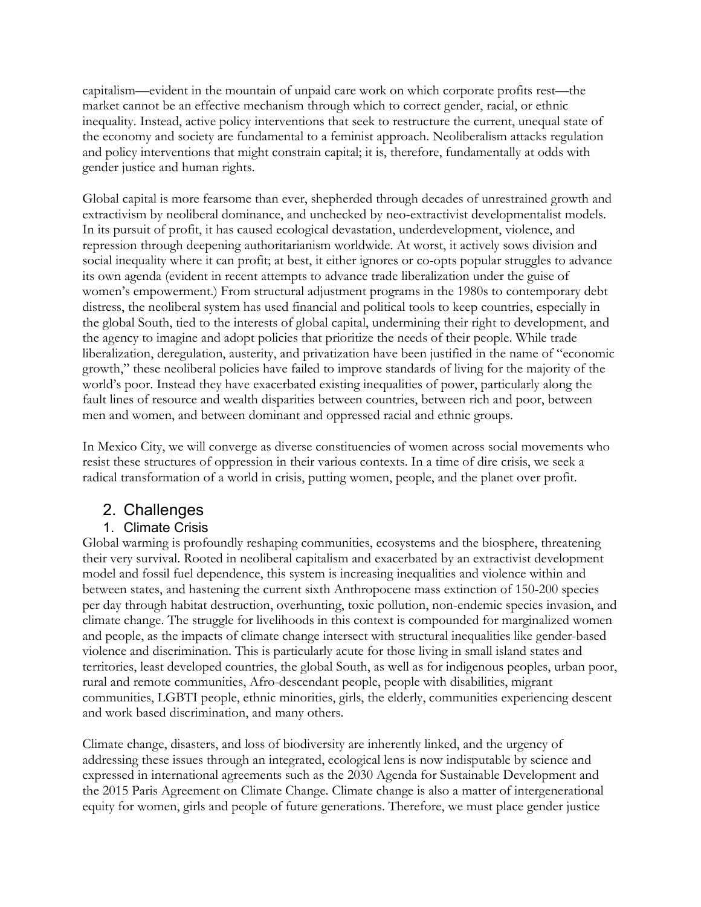capitalism—evident in the mountain of unpaid care work on which corporate profits rest—the market cannot be an effective mechanism through which to correct gender, racial, or ethnic inequality. Instead, active policy interventions that seek to restructure the current, unequal state of the economy and society are fundamental to a feminist approach. Neoliberalism attacks regulation and policy interventions that might constrain capital; it is, therefore, fundamentally at odds with gender justice and human rights.

Global capital is more fearsome than ever, shepherded through decades of unrestrained growth and extractivism by neoliberal dominance, and unchecked by neo-extractivist developmentalist models. In its pursuit of profit, it has caused ecological devastation, underdevelopment, violence, and repression through deepening authoritarianism worldwide. At worst, it actively sows division and social inequality where it can profit; at best, it either ignores or co-opts popular struggles to advance its own agenda (evident in recent attempts to advance trade liberalization under the guise of women's empowerment.) From structural adjustment programs in the 1980s to contemporary debt distress, the neoliberal system has used financial and political tools to keep countries, especially in the global South, tied to the interests of global capital, undermining their right to development, and the agency to imagine and adopt policies that prioritize the needs of their people. While trade liberalization, deregulation, austerity, and privatization have been justified in the name of "economic growth," these neoliberal policies have failed to improve standards of living for the majority of the world's poor. Instead they have exacerbated existing inequalities of power, particularly along the fault lines of resource and wealth disparities between countries, between rich and poor, between men and women, and between dominant and oppressed racial and ethnic groups.

In Mexico City, we will converge as diverse constituencies of women across social movements who resist these structures of oppression in their various contexts. In a time of dire crisis, we seek a radical transformation of a world in crisis, putting women, people, and the planet over profit.

## 2. Challenges

### 1. Climate Crisis

Global warming is profoundly reshaping communities, ecosystems and the biosphere, threatening their very survival. Rooted in neoliberal capitalism and exacerbated by an extractivist development model and fossil fuel dependence, this system is increasing inequalities and violence within and between states, and hastening the current sixth Anthropocene mass extinction of 150-200 species per day through habitat destruction, overhunting, toxic pollution, non-endemic species invasion, and climate change. The struggle for livelihoods in this context is compounded for marginalized women and people, as the impacts of climate change intersect with structural inequalities like gender-based violence and discrimination. This is particularly acute for those living in small island states and territories, least developed countries, the global South, as well as for indigenous peoples, urban poor, rural and remote communities, Afro-descendant people, people with disabilities, migrant communities, LGBTI people, ethnic minorities, girls, the elderly, communities experiencing descent and work based discrimination, and many others.

Climate change, disasters, and loss of biodiversity are inherently linked, and the urgency of addressing these issues through an integrated, ecological lens is now indisputable by science and expressed in international agreements such as the 2030 Agenda for Sustainable Development and the 2015 Paris Agreement on Climate Change. Climate change is also a matter of intergenerational equity for women, girls and people of future generations. Therefore, we must place gender justice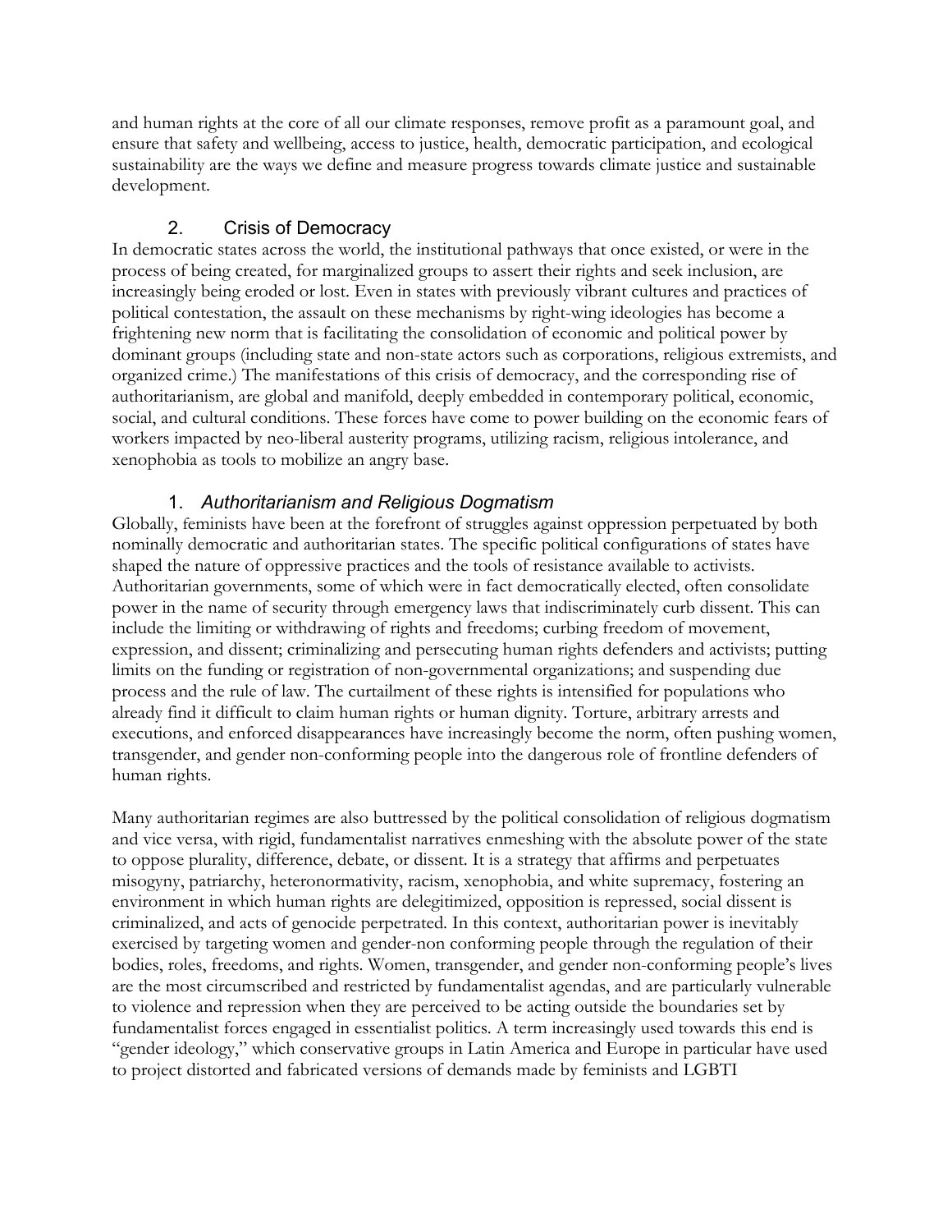and human rights at the core of all our climate responses, remove profit as a paramount goal, and ensure that safety and wellbeing, access to justice, health, democratic participation, and ecological sustainability are the ways we define and measure progress towards climate justice and sustainable development.

## 2. Crisis of Democracy

In democratic states across the world, the institutional pathways that once existed, or were in the process of being created, for marginalized groups to assert their rights and seek inclusion, are increasingly being eroded or lost. Even in states with previously vibrant cultures and practices of political contestation, the assault on these mechanisms by right-wing ideologies has become a frightening new norm that is facilitating the consolidation of economic and political power by dominant groups (including state and non-state actors such as corporations, religious extremists, and organized crime.) The manifestations of this crisis of democracy, and the corresponding rise of authoritarianism, are global and manifold, deeply embedded in contemporary political, economic, social, and cultural conditions. These forces have come to power building on the economic fears of workers impacted by neo-liberal austerity programs, utilizing racism, religious intolerance, and xenophobia as tools to mobilize an angry base.

### 1. *Authoritarianism and Religious Dogmatism*

Globally, feminists have been at the forefront of struggles against oppression perpetuated by both nominally democratic and authoritarian states. The specific political configurations of states have shaped the nature of oppressive practices and the tools of resistance available to activists. Authoritarian governments, some of which were in fact democratically elected, often consolidate power in the name of security through emergency laws that indiscriminately curb dissent. This can include the limiting or withdrawing of rights and freedoms; curbing freedom of movement, expression, and dissent; criminalizing and persecuting human rights defenders and activists; putting limits on the funding or registration of non-governmental organizations; and suspending due process and the rule of law. The curtailment of these rights is intensified for populations who already find it difficult to claim human rights or human dignity. Torture, arbitrary arrests and executions, and enforced disappearances have increasingly become the norm, often pushing women, transgender, and gender non-conforming people into the dangerous role of frontline defenders of human rights.

Many authoritarian regimes are also buttressed by the political consolidation of religious dogmatism and vice versa, with rigid, fundamentalist narratives enmeshing with the absolute power of the state to oppose plurality, difference, debate, or dissent. It is a strategy that affirms and perpetuates misogyny, patriarchy, heteronormativity, racism, xenophobia, and white supremacy, fostering an environment in which human rights are delegitimized, opposition is repressed, social dissent is criminalized, and acts of genocide perpetrated. In this context, authoritarian power is inevitably exercised by targeting women and gender-non conforming people through the regulation of their bodies, roles, freedoms, and rights. Women, transgender, and gender non-conforming people's lives are the most circumscribed and restricted by fundamentalist agendas, and are particularly vulnerable to violence and repression when they are perceived to be acting outside the boundaries set by fundamentalist forces engaged in essentialist politics. A term increasingly used towards this end is "gender ideology," which conservative groups in Latin America and Europe in particular have used to project distorted and fabricated versions of demands made by feminists and LGBTI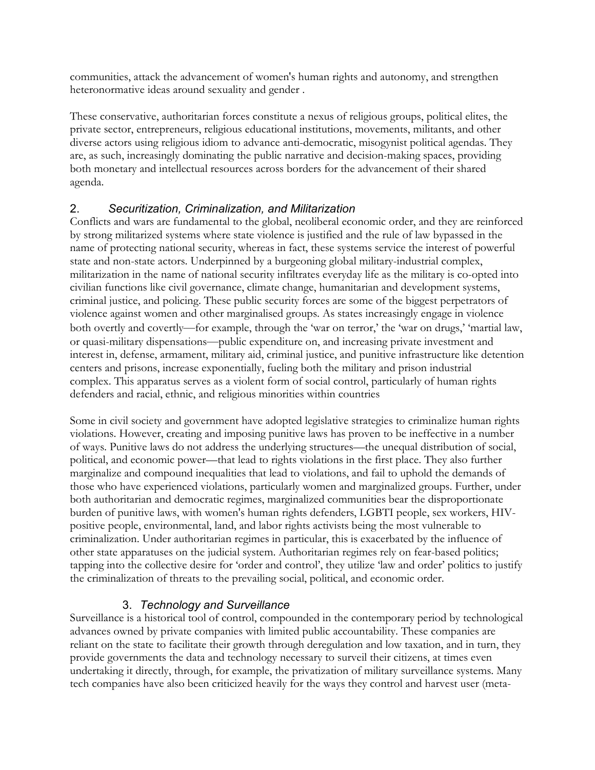communities, attack the advancement of women's human rights and autonomy, and strengthen heteronormative ideas around sexuality and gender .

These conservative, authoritarian forces constitute a nexus of religious groups, political elites, the private sector, entrepreneurs, religious educational institutions, movements, militants, and other diverse actors using religious idiom to advance anti-democratic, misogynist political agendas. They are, as such, increasingly dominating the public narrative and decision-making spaces, providing both monetary and intellectual resources across borders for the advancement of their shared agenda.

## 2. *Securitization, Criminalization, and Militarization*

Conflicts and wars are fundamental to the global, neoliberal economic order, and they are reinforced by strong militarized systems where state violence is justified and the rule of law bypassed in the name of protecting national security, whereas in fact, these systems service the interest of powerful state and non-state actors. Underpinned by a burgeoning global military-industrial complex, militarization in the name of national security infiltrates everyday life as the military is co-opted into civilian functions like civil governance, climate change, humanitarian and development systems, criminal justice, and policing. These public security forces are some of the biggest perpetrators of violence against women and other marginalised groups. As states increasingly engage in violence both overtly and covertly—for example, through the 'war on terror,' the 'war on drugs,' 'martial law, or quasi-military dispensations—public expenditure on, and increasing private investment and interest in, defense, armament, military aid, criminal justice, and punitive infrastructure like detention centers and prisons, increase exponentially, fueling both the military and prison industrial complex. This apparatus serves as a violent form of social control, particularly of human rights defenders and racial, ethnic, and religious minorities within countries

Some in civil society and government have adopted legislative strategies to criminalize human rights violations. However, creating and imposing punitive laws has proven to be ineffective in a number of ways. Punitive laws do not address the underlying structures—the unequal distribution of social, political, and economic power—that lead to rights violations in the first place. They also further marginalize and compound inequalities that lead to violations, and fail to uphold the demands of those who have experienced violations, particularly women and marginalized groups. Further, under both authoritarian and democratic regimes, marginalized communities bear the disproportionate burden of punitive laws, with women's human rights defenders, LGBTI people, sex workers, HIV-positive people, environmental, land, and labor rights activists being the most vulnerable to criminalization. Under authoritarian regimes in particular, this is exacerbated by the influence of other state apparatuses on the judicial system. Authoritarian regimes rely on fear-based politics; tapping into the collective desire for 'order and control', they utilize 'law and order' politics to justify the criminalization of threats to the prevailing social, political, and economic order.

## 3. *Technology and Surveillance*

Surveillance is a historical tool of control, compounded in the contemporary period by technological advances owned by private companies with limited public accountability. These companies are reliant on the state to facilitate their growth through deregulation and low taxation, and in turn, they provide governments the data and technology necessary to surveil their citizens, at times even undertaking it directly, through, for example, the privatization of military surveillance systems. Many tech companies have also been criticized heavily for the ways they control and harvest user (meta-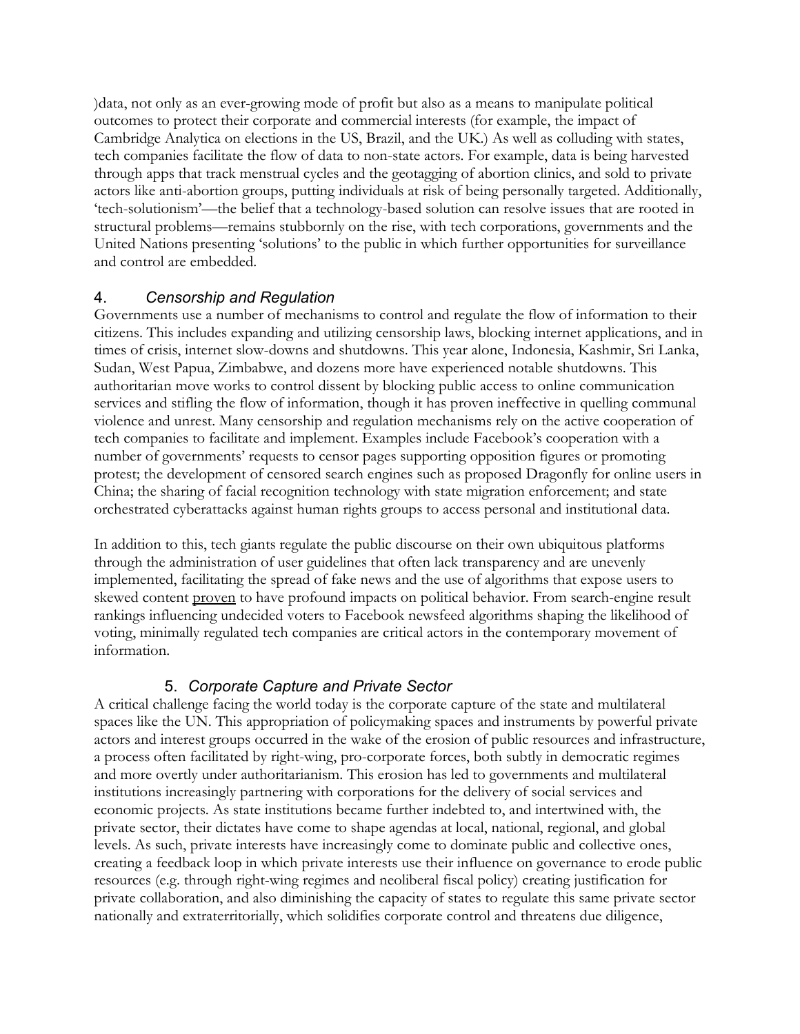)data, not only as an ever-growing mode of profit but also as a means to manipulate political outcomes to protect their corporate and commercial interests (for example, the impact of Cambridge Analytica on elections in the US, Brazil, and the UK.) As well as colluding with states, tech companies facilitate the flow of data to non-state actors. For example, data is being harvested through apps that track menstrual cycles and the geotagging of abortion clinics, and sold to private actors like anti-abortion groups, putting individuals at risk of being personally targeted. Additionally, 'tech-solutionism'—the belief that a technology-based solution can resolve issues that are rooted in structural problems—remains stubbornly on the rise, with tech corporations, governments and the United Nations presenting 'solutions' to the public in which further opportunities for surveillance and control are embedded.

### 4. *Censorship and Regulation*

Governments use a number of mechanisms to control and regulate the flow of information to their citizens. This includes expanding and utilizing censorship laws, blocking internet applications, and in times of crisis, internet slow-downs and shutdowns. This year alone, Indonesia, Kashmir, Sri Lanka, Sudan, West Papua, Zimbabwe, and dozens more have experienced notable shutdowns. This authoritarian move works to control dissent by blocking public access to online communication services and stifling the flow of information, though it has proven ineffective in quelling communal violence and unrest. Many censorship and regulation mechanisms rely on the active cooperation of tech companies to facilitate and implement. Examples include Facebook's cooperation with a number of governments' requests to censor pages supporting opposition figures or promoting protest; the development of censored search engines such as proposed Dragonfly for online users in China; the sharing of facial recognition technology with state migration enforcement; and state orchestrated cyberattacks against human rights groups to access personal and institutional data.

In addition to this, tech giants regulate the public discourse on their own ubiquitous platforms through the administration of user guidelines that often lack transparency and are unevenly implemented, facilitating the spread of fake news and the use of algorithms that expose users to skewed content proven to have profound impacts on political behavior. From search-engine result rankings influencing undecided voters to Facebook newsfeed algorithms shaping the likelihood of voting, minimally regulated tech companies are critical actors in the contemporary movement of information.

### 5. *Corporate Capture and Private Sector*

A critical challenge facing the world today is the corporate capture of the state and multilateral spaces like the UN. This appropriation of policymaking spaces and instruments by powerful private actors and interest groups occurred in the wake of the erosion of public resources and infrastructure, a process often facilitated by right-wing, pro-corporate forces, both subtly in democratic regimes and more overtly under authoritarianism. This erosion has led to governments and multilateral institutions increasingly partnering with corporations for the delivery of social services and economic projects. As state institutions became further indebted to, and intertwined with, the private sector, their dictates have come to shape agendas at local, national, regional, and global levels. As such, private interests have increasingly come to dominate public and collective ones, creating a feedback loop in which private interests use their influence on governance to erode public resources (e.g. through right-wing regimes and neoliberal fiscal policy) creating justification for private collaboration, and also diminishing the capacity of states to regulate this same private sector nationally and extraterritorially, which solidifies corporate control and threatens due diligence,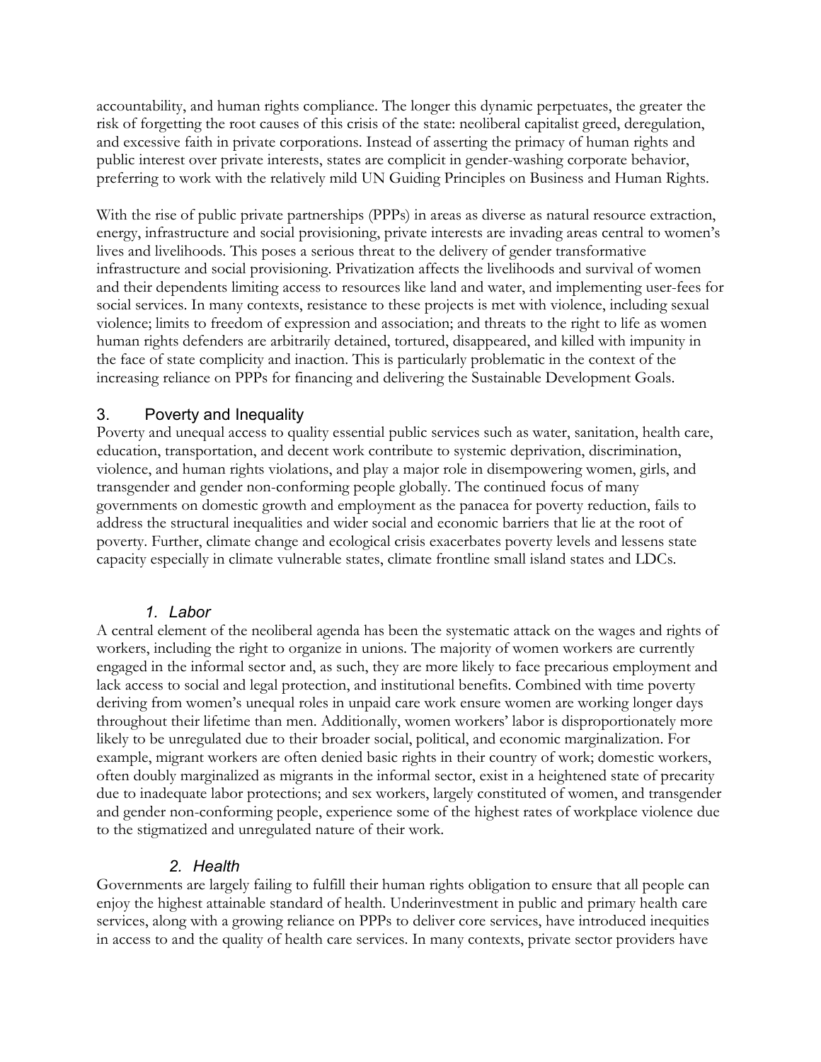accountability, and human rights compliance. The longer this dynamic perpetuates, the greater the risk of forgetting the root causes of this crisis of the state: neoliberal capitalist greed, deregulation, and excessive faith in private corporations. Instead of asserting the primacy of human rights and public interest over private interests, states are complicit in gender-washing corporate behavior, preferring to work with the relatively mild UN Guiding Principles on Business and Human Rights.

With the rise of public private partnerships (PPPs) in areas as diverse as natural resource extraction, energy, infrastructure and social provisioning, private interests are invading areas central to women's lives and livelihoods. This poses a serious threat to the delivery of gender transformative infrastructure and social provisioning. Privatization affects the livelihoods and survival of women and their dependents limiting access to resources like land and water, and implementing user-fees for social services. In many contexts, resistance to these projects is met with violence, including sexual violence; limits to freedom of expression and association; and threats to the right to life as women human rights defenders are arbitrarily detained, tortured, disappeared, and killed with impunity in the face of state complicity and inaction. This is particularly problematic in the context of the increasing reliance on PPPs for financing and delivering the Sustainable Development Goals.

## 3. Poverty and Inequality

Poverty and unequal access to quality essential public services such as water, sanitation, health care, education, transportation, and decent work contribute to systemic deprivation, discrimination, violence, and human rights violations, and play a major role in disempowering women, girls, and transgender and gender non-conforming people globally. The continued focus of many governments on domestic growth and employment as the panacea for poverty reduction, fails to address the structural inequalities and wider social and economic barriers that lie at the root of poverty. Further, climate change and ecological crisis exacerbates poverty levels and lessens state capacity especially in climate vulnerable states, climate frontline small island states and LDCs.

### *1. Labor*

A central element of the neoliberal agenda has been the systematic attack on the wages and rights of workers, including the right to organize in unions. The majority of women workers are currently engaged in the informal sector and, as such, they are more likely to face precarious employment and lack access to social and legal protection, and institutional benefits. Combined with time poverty deriving from women's unequal roles in unpaid care work ensure women are working longer days throughout their lifetime than men. Additionally, women workers' labor is disproportionately more likely to be unregulated due to their broader social, political, and economic marginalization. For example, migrant workers are often denied basic rights in their country of work; domestic workers, often doubly marginalized as migrants in the informal sector, exist in a heightened state of precarity due to inadequate labor protections; and sex workers, largely constituted of women, and transgender and gender non-conforming people, experience some of the highest rates of workplace violence due to the stigmatized and unregulated nature of their work.

### *2. Health*

Governments are largely failing to fulfill their human rights obligation to ensure that all people can enjoy the highest attainable standard of health. Underinvestment in public and primary health care services, along with a growing reliance on PPPs to deliver core services, have introduced inequities in access to and the quality of health care services. In many contexts, private sector providers have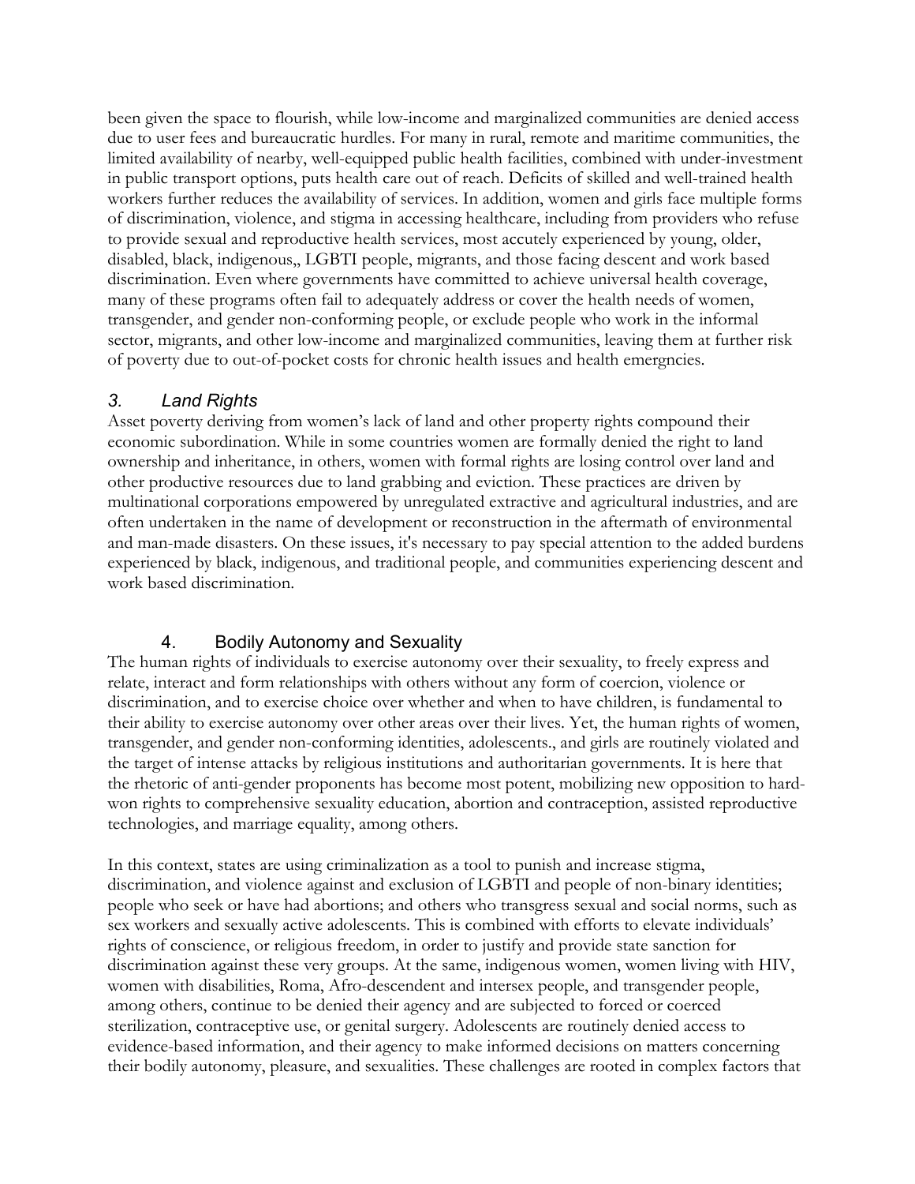been given the space to flourish, while low-income and marginalized communities are denied access due to user fees and bureaucratic hurdles. For many in rural, remote and maritime communities, the limited availability of nearby, well-equipped public health facilities, combined with under-investment in public transport options, puts health care out of reach. Deficits of skilled and well-trained health workers further reduces the availability of services. In addition, women and girls face multiple forms of discrimination, violence, and stigma in accessing healthcare, including from providers who refuse to provide sexual and reproductive health services, most accutely experienced by young, older, disabled, black, indigenous,, LGBTI people, migrants, and those facing descent and work based discrimination. Even where governments have committed to achieve universal health coverage, many of these programs often fail to adequately address or cover the health needs of women, transgender, and gender non-conforming people, or exclude people who work in the informal sector, migrants, and other low-income and marginalized communities, leaving them at further risk of poverty due to out-of-pocket costs for chronic health issues and health emergncies.

### *3. Land Rights*

Asset poverty deriving from women's lack of land and other property rights compound their economic subordination. While in some countries women are formally denied the right to land ownership and inheritance, in others, women with formal rights are losing control over land and other productive resources due to land grabbing and eviction. These practices are driven by multinational corporations empowered by unregulated extractive and agricultural industries, and are often undertaken in the name of development or reconstruction in the aftermath of environmental and man-made disasters. On these issues, it's necessary to pay special attention to the added burdens experienced by black, indigenous, and traditional people, and communities experiencing descent and work based discrimination.

### 4. Bodily Autonomy and Sexuality

The human rights of individuals to exercise autonomy over their sexuality, to freely express and relate, interact and form relationships with others without any form of coercion, violence or discrimination, and to exercise choice over whether and when to have children, is fundamental to their ability to exercise autonomy over other areas over their lives. Yet, the human rights of women, transgender, and gender non-conforming identities, adolescents., and girls are routinely violated and the target of intense attacks by religious institutions and authoritarian governments. It is here that the rhetoric of anti-gender proponents has become most potent, mobilizing new opposition to hard-won rights to comprehensive sexuality education, abortion and contraception, assisted reproductive technologies, and marriage equality, among others.

In this context, states are using criminalization as a tool to punish and increase stigma, discrimination, and violence against and exclusion of LGBTI and people of non-binary identities; people who seek or have had abortions; and others who transgress sexual and social norms, such as sex workers and sexually active adolescents. This is combined with efforts to elevate individuals' rights of conscience, or religious freedom, in order to justify and provide state sanction for discrimination against these very groups. At the same, indigenous women, women living with HIV, women with disabilities, Roma, Afro-descendent and intersex people, and transgender people, among others, continue to be denied their agency and are subjected to forced or coerced sterilization, contraceptive use, or genital surgery. Adolescents are routinely denied access to evidence-based information, and their agency to make informed decisions on matters concerning their bodily autonomy, pleasure, and sexualities. These challenges are rooted in complex factors that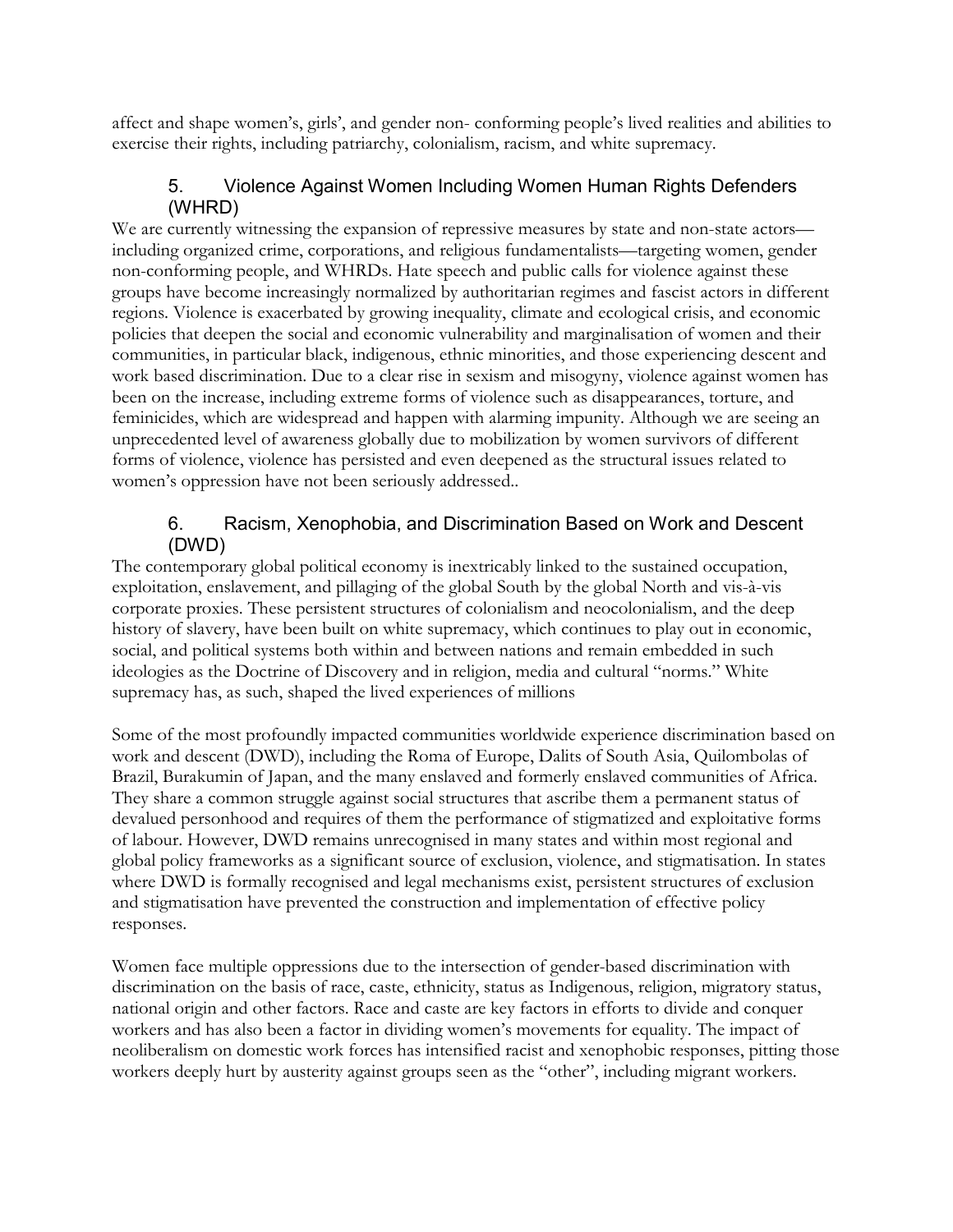affect and shape women's, girls', and gender non- conforming people's lived realities and abilities to exercise their rights, including patriarchy, colonialism, racism, and white supremacy.

## 5. Violence Against Women Including Women Human Rights Defenders (WHRD)

We are currently witnessing the expansion of repressive measures by state and non-state actors—including organized crime, corporations, and religious fundamentalists—targeting women, gender non-conforming people, and WHRDs. Hate speech and public calls for violence against these groups have become increasingly normalized by authoritarian regimes and fascist actors in different regions. Violence is exacerbated by growing inequality, climate and ecological crisis, and economic policies that deepen the social and economic vulnerability and marginalisation of women and their communities, in particular black, indigenous, ethnic minorities, and those experiencing descent and work based discrimination. Due to a clear rise in sexism and misogyny, violence against women has been on the increase, including extreme forms of violence such as disappearances, torture, and feminicides, which are widespread and happen with alarming impunity. Although we are seeing an unprecedented level of awareness globally due to mobilization by women survivors of different forms of violence, violence has persisted and even deepened as the structural issues related to women's oppression have not been seriously addressed..

## 6. Racism, Xenophobia, and Discrimination Based on Work and Descent (DWD)

The contemporary global political economy is inextricably linked to the sustained occupation, exploitation, enslavement, and pillaging of the global South by the global North and vis-à-vis corporate proxies. These persistent structures of colonialism and neocolonialism, and the deep history of slavery, have been built on white supremacy, which continues to play out in economic, social, and political systems both within and between nations and remain embedded in such ideologies as the Doctrine of Discovery and in religion, media and cultural "norms." White supremacy has, as such, shaped the lived experiences of millions

Some of the most profoundly impacted communities worldwide experience discrimination based on work and descent (DWD), including the Roma of Europe, Dalits of South Asia, Quilombolas of Brazil, Burakumin of Japan, and the many enslaved and formerly enslaved communities of Africa. They share a common struggle against social structures that ascribe them a permanent status of devalued personhood and requires of them the performance of stigmatized and exploitative forms of labour. However, DWD remains unrecognised in many states and within most regional and global policy frameworks as a significant source of exclusion, violence, and stigmatisation. In states where DWD is formally recognised and legal mechanisms exist, persistent structures of exclusion and stigmatisation have prevented the construction and implementation of effective policy responses.

Women face multiple oppressions due to the intersection of gender-based discrimination with discrimination on the basis of race, caste, ethnicity, status as Indigenous, religion, migratory status, national origin and other factors. Race and caste are key factors in efforts to divide and conquer workers and has also been a factor in dividing women's movements for equality. The impact of neoliberalism on domestic work forces has intensified racist and xenophobic responses, pitting those workers deeply hurt by austerity against groups seen as the "other", including migrant workers.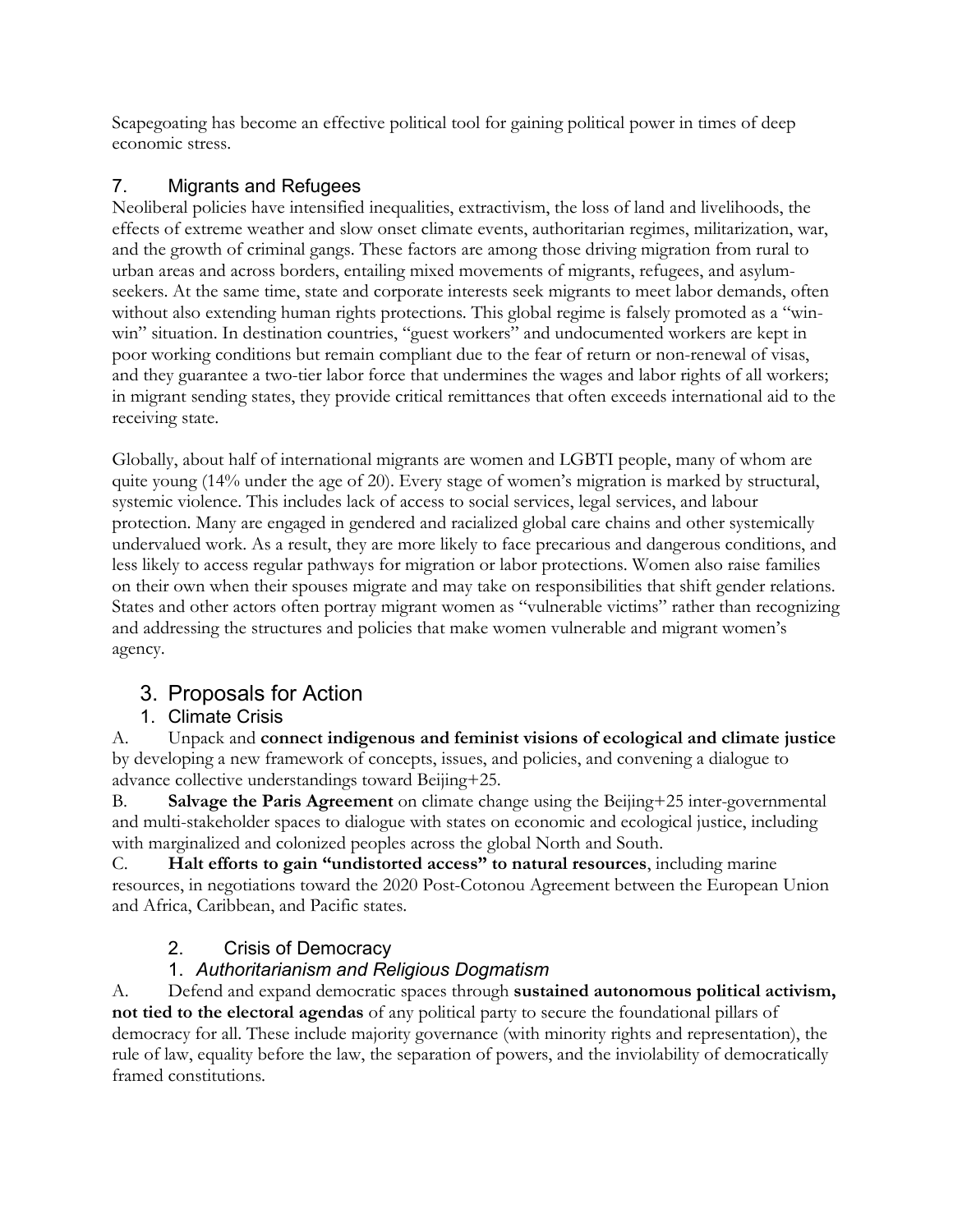Scapegoating has become an effective political tool for gaining political power in times of deep economic stress.

### 7. Migrants and Refugees

Neoliberal policies have intensified inequalities, extractivism, the loss of land and livelihoods, the effects of extreme weather and slow onset climate events, authoritarian regimes, militarization, war, and the growth of criminal gangs. These factors are among those driving migration from rural to urban areas and across borders, entailing mixed movements of migrants, refugees, and asylum-seekers. At the same time, state and corporate interests seek migrants to meet labor demands, often without also extending human rights protections. This global regime is falsely promoted as a "win-win" situation. In destination countries, "guest workers" and undocumented workers are kept in poor working conditions but remain compliant due to the fear of return or non-renewal of visas, and they guarantee a two-tier labor force that undermines the wages and labor rights of all workers; in migrant sending states, they provide critical remittances that often exceeds international aid to the receiving state.

Globally, about half of international migrants are women and LGBTI people, many of whom are quite young (14% under the age of 20). Every stage of women's migration is marked by structural, systemic violence. This includes lack of access to social services, legal services, and labour protection. Many are engaged in gendered and racialized global care chains and other systemically undervalued work. As a result, they are more likely to face precarious and dangerous conditions, and less likely to access regular pathways for migration or labor protections. Women also raise families on their own when their spouses migrate and may take on responsibilities that shift gender relations. States and other actors often portray migrant women as "vulnerable victims" rather than recognizing and addressing the structures and policies that make women vulnerable and migrant women's agency.

## 3. Proposals for Action

### 1. Climate Crisis

A. Unpack and **connect indigenous and feminist visions of ecological and climate justice** by developing a new framework of concepts, issues, and policies, and convening a dialogue to advance collective understandings toward Beijing+25.

B. **Salvage the Paris Agreement** on climate change using the Beijing+25 inter-governmental and multi-stakeholder spaces to dialogue with states on economic and ecological justice, including with marginalized and colonized peoples across the global North and South.

C. **Halt efforts to gain "undistorted access" to natural resources**, including marine resources, in negotiations toward the 2020 Post-Cotonou Agreement between the European Union and Africa, Caribbean, and Pacific states.

### 2. Crisis of Democracy

#### 1. *Authoritarianism and Religious Dogmatism*

A. Defend and expand democratic spaces through **sustained autonomous political activism, not tied to the electoral agendas** of any political party to secure the foundational pillars of democracy for all. These include majority governance (with minority rights and representation), the rule of law, equality before the law, the separation of powers, and the inviolability of democratically framed constitutions.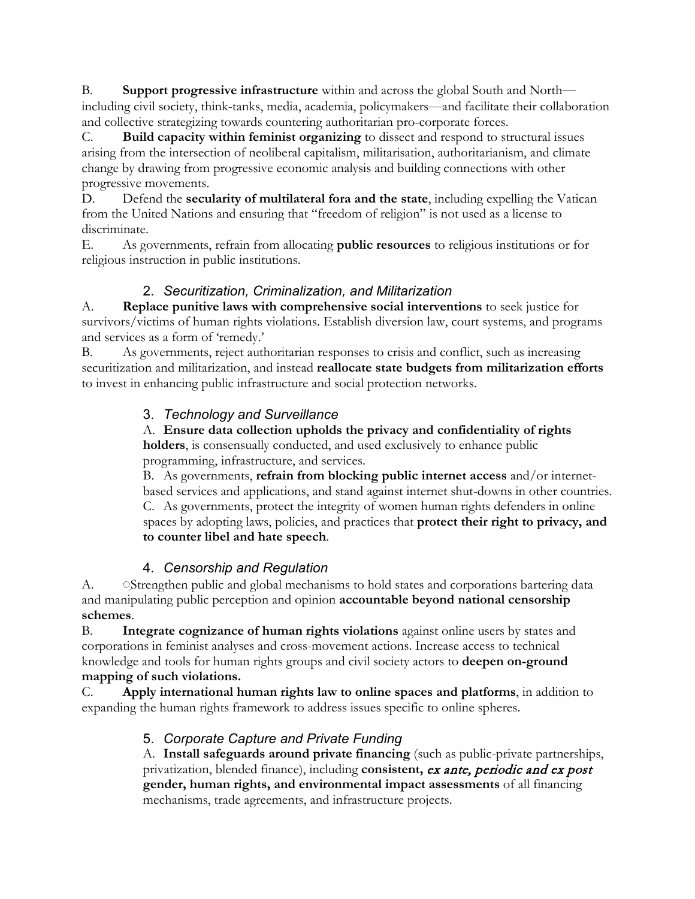B. **Support progressive infrastructure** within and across the global South and North—including civil society, think-tanks, media, academia, policymakers—and facilitate their collaboration and collective strategizing towards countering authoritarian pro-corporate forces.

C. **Build capacity within feminist organizing** to dissect and respond to structural issues arising from the intersection of neoliberal capitalism, militarisation, authoritarianism, and climate change by drawing from progressive economic analysis and building connections with other progressive movements.

D. Defend the **secularity of multilateral fora and the state**, including expelling the Vatican from the United Nations and ensuring that "freedom of religion" is not used as a license to discriminate.

E. As governments, refrain from allocating **public resources** to religious institutions or for religious instruction in public institutions.

### 2. *Securitization, Criminalization, and Militarization*

A. **Replace punitive laws with comprehensive social interventions** to seek justice for survivors/victims of human rights violations. Establish diversion law, court systems, and programs and services as a form of 'remedy.'

B. As governments, reject authoritarian responses to crisis and conflict, such as increasing securitization and militarization, and instead **reallocate state budgets from militarization efforts** to invest in enhancing public infrastructure and social protection networks.

### 3. *Technology and Surveillance*

A. **Ensure data collection upholds the privacy and confidentiality of rights holders**, is consensually conducted, and used exclusively to enhance public programming, infrastructure, and services.

B. As governments, **refrain from blocking public internet access** and/or internet-based services and applications, and stand against internet shut-downs in other countries.

C. As governments, protect the integrity of women human rights defenders in online spaces by adopting laws, policies, and practices that **protect their right to privacy, and to counter libel and hate speech**.

### 4. *Censorship and Regulation*

A. Strengthen public and global mechanisms to hold states and corporations bartering data and manipulating public perception and opinion **accountable beyond national censorship schemes**.

B. **Integrate cognizance of human rights violations** against online users by states and corporations in feminist analyses and cross-movement actions. Increase access to technical knowledge and tools for human rights groups and civil society actors to **deepen on-ground mapping of such violations.**

C. **Apply international human rights law to online spaces and platforms**, in addition to expanding the human rights framework to address issues specific to online spheres.

### 5. *Corporate Capture and Private Funding*

A. **Install safeguards around private financing** (such as public-private partnerships, privatization, blended finance), including **consistent, *ex ante, periodic and ex post* gender, human rights, and environmental impact assessments** of all financing mechanisms, trade agreements, and infrastructure projects.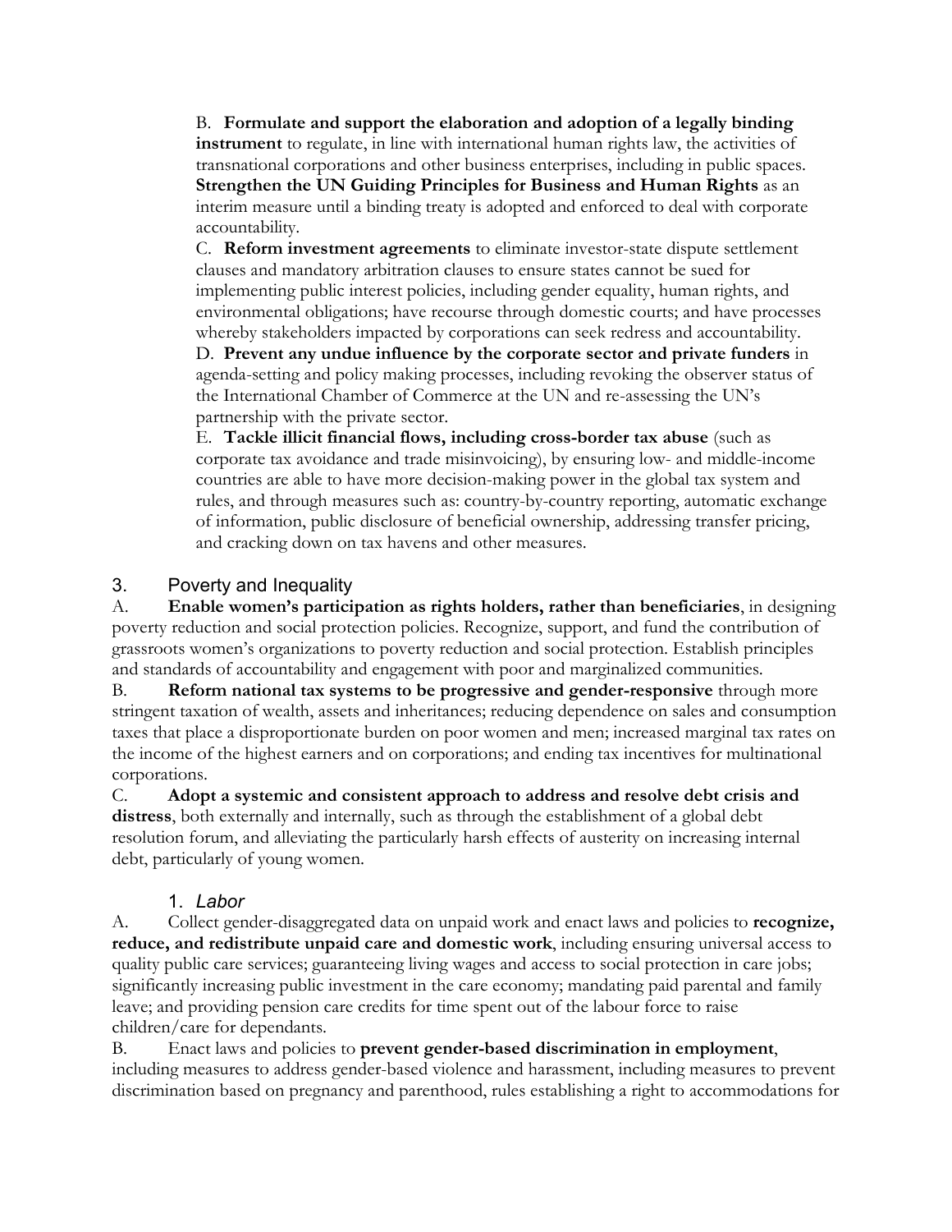B. **Formulate and support the elaboration and adoption of a legally binding instrument** to regulate, in line with international human rights law, the activities of transnational corporations and other business enterprises, including in public spaces. **Strengthen the UN Guiding Principles for Business and Human Rights** as an interim measure until a binding treaty is adopted and enforced to deal with corporate accountability.

C. **Reform investment agreements** to eliminate investor-state dispute settlement clauses and mandatory arbitration clauses to ensure states cannot be sued for implementing public interest policies, including gender equality, human rights, and environmental obligations; have recourse through domestic courts; and have processes whereby stakeholders impacted by corporations can seek redress and accountability.

D. **Prevent any undue influence by the corporate sector and private funders** in agenda-setting and policy making processes, including revoking the observer status of the International Chamber of Commerce at the UN and re-assessing the UN's partnership with the private sector.

E. **Tackle illicit financial flows, including cross-border tax abuse** (such as corporate tax avoidance and trade misinvoicing), by ensuring low- and middle-income countries are able to have more decision-making power in the global tax system and rules, and through measures such as: country-by-country reporting, automatic exchange of information, public disclosure of beneficial ownership, addressing transfer pricing, and cracking down on tax havens and other measures.

## 3. Poverty and Inequality

A. **Enable women's participation as rights holders, rather than beneficiaries**, in designing poverty reduction and social protection policies. Recognize, support, and fund the contribution of grassroots women's organizations to poverty reduction and social protection. Establish principles and standards of accountability and engagement with poor and marginalized communities.

B. **Reform national tax systems to be progressive and gender-responsive** through more stringent taxation of wealth, assets and inheritances; reducing dependence on sales and consumption taxes that place a disproportionate burden on poor women and men; increased marginal tax rates on the income of the highest earners and on corporations; and ending tax incentives for multinational corporations.

C. **Adopt a systemic and consistent approach to address and resolve debt crisis and distress**, both externally and internally, such as through the establishment of a global debt resolution forum, and alleviating the particularly harsh effects of austerity on increasing internal debt, particularly of young women.

### 1. *Labor*

A. Collect gender-disaggregated data on unpaid work and enact laws and policies to **recognize, reduce, and redistribute unpaid care and domestic work**, including ensuring universal access to quality public care services; guaranteeing living wages and access to social protection in care jobs; significantly increasing public investment in the care economy; mandating paid parental and family leave; and providing pension care credits for time spent out of the labour force to raise children/care for dependants.

B. Enact laws and policies to **prevent gender-based discrimination in employment**, including measures to address gender-based violence and harassment, including measures to prevent discrimination based on pregnancy and parenthood, rules establishing a right to accommodations for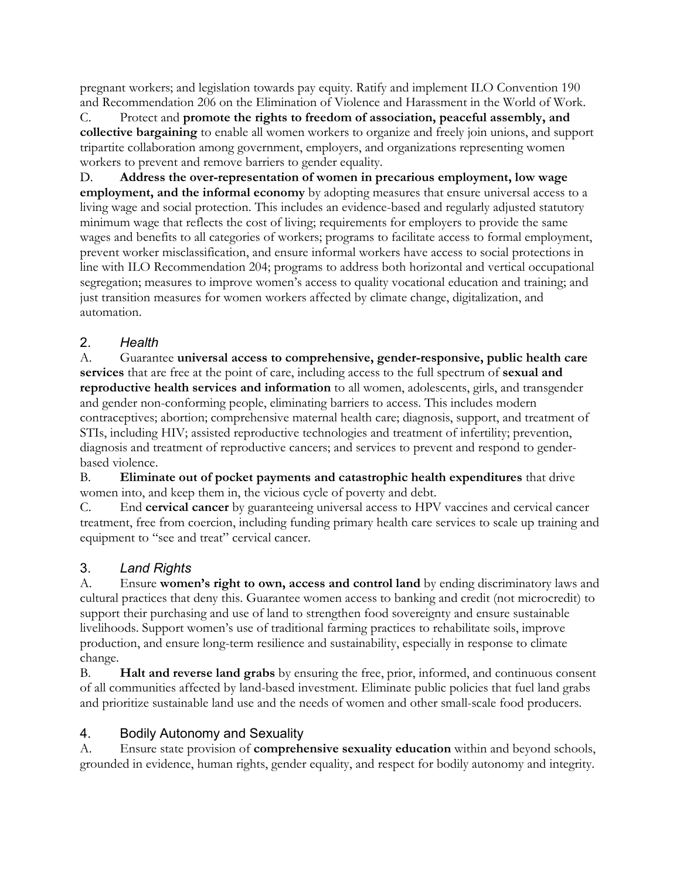pregnant workers; and legislation towards pay equity. Ratify and implement ILO Convention 190 and Recommendation 206 on the Elimination of Violence and Harassment in the World of Work.

C. Protect and **promote the rights to freedom of association, peaceful assembly, and collective bargaining** to enable all women workers to organize and freely join unions, and support tripartite collaboration among government, employers, and organizations representing women workers to prevent and remove barriers to gender equality.

D. **Address the over-representation of women in precarious employment, low wage employment, and the informal economy** by adopting measures that ensure universal access to a living wage and social protection. This includes an evidence-based and regularly adjusted statutory minimum wage that reflects the cost of living; requirements for employers to provide the same wages and benefits to all categories of workers; programs to facilitate access to formal employment, prevent worker misclassification, and ensure informal workers have access to social protections in line with ILO Recommendation 204; programs to address both horizontal and vertical occupational segregation; measures to improve women's access to quality vocational education and training; and just transition measures for women workers affected by climate change, digitalization, and automation.

## 2. *Health*

A. Guarantee **universal access to comprehensive, gender-responsive, public health care services** that are free at the point of care, including access to the full spectrum of **sexual and reproductive health services and information** to all women, adolescents, girls, and transgender and gender non-conforming people, eliminating barriers to access. This includes modern contraceptives; abortion; comprehensive maternal health care; diagnosis, support, and treatment of STIs, including HIV; assisted reproductive technologies and treatment of infertility; prevention, diagnosis and treatment of reproductive cancers; and services to prevent and respond to gender-based violence.

B. **Eliminate out of pocket payments and catastrophic health expenditures** that drive women into, and keep them in, the vicious cycle of poverty and debt.

C. End **cervical cancer** by guaranteeing universal access to HPV vaccines and cervical cancer treatment, free from coercion, including funding primary health care services to scale up training and equipment to "see and treat" cervical cancer.

## 3. *Land Rights*

A. Ensure **women's right to own, access and control land** by ending discriminatory laws and cultural practices that deny this. Guarantee women access to banking and credit (not microcredit) to support their purchasing and use of land to strengthen food sovereignty and ensure sustainable livelihoods. Support women's use of traditional farming practices to rehabilitate soils, improve production, and ensure long-term resilience and sustainability, especially in response to climate change.

B. **Halt and reverse land grabs** by ensuring the free, prior, informed, and continuous consent of all communities affected by land-based investment. Eliminate public policies that fuel land grabs and prioritize sustainable land use and the needs of women and other small-scale food producers.

## 4. Bodily Autonomy and Sexuality

A. Ensure state provision of **comprehensive sexuality education** within and beyond schools, grounded in evidence, human rights, gender equality, and respect for bodily autonomy and integrity.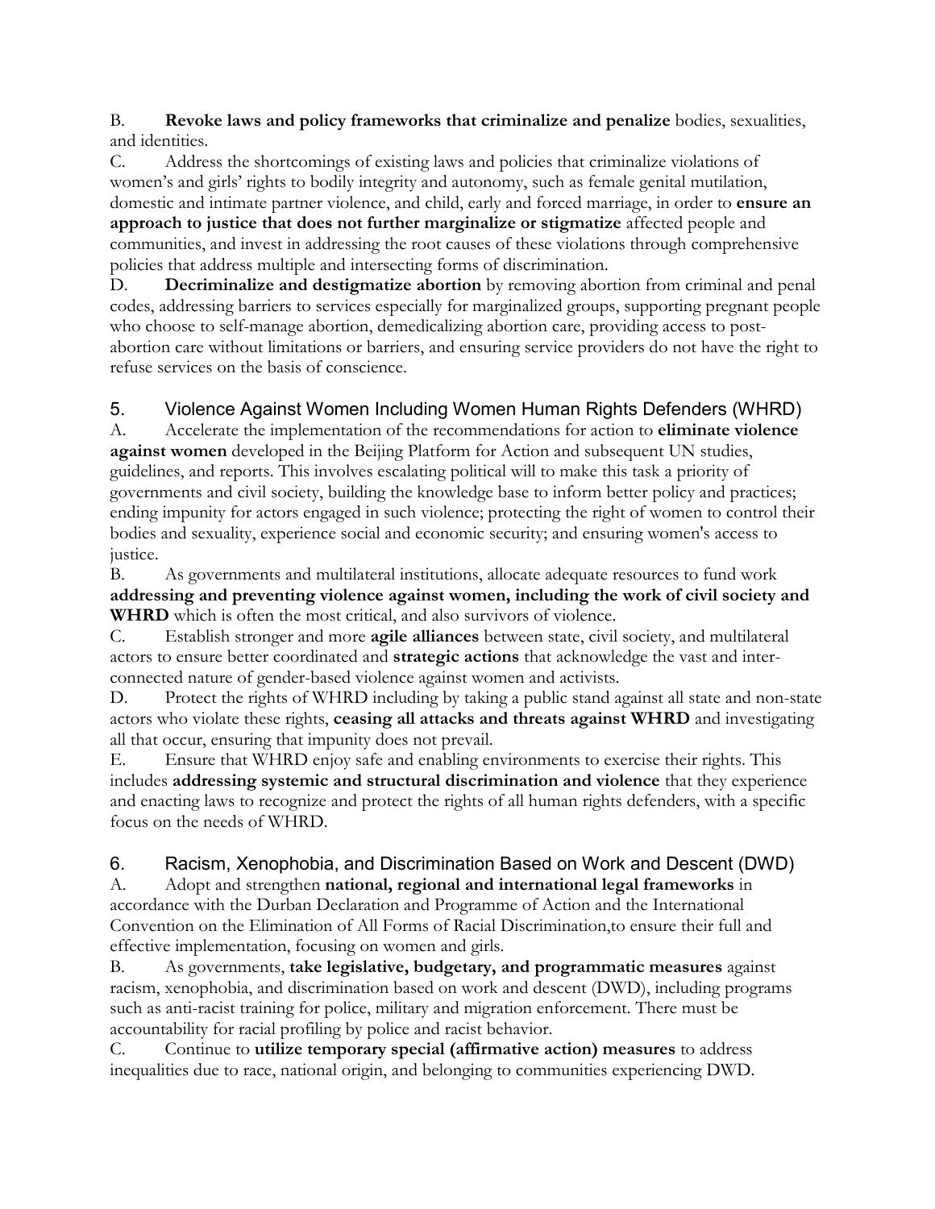B. **Revoke laws and policy frameworks that criminalize and penalize** bodies, sexualities, and identities.

C. Address the shortcomings of existing laws and policies that criminalize violations of women's and girls' rights to bodily integrity and autonomy, such as female genital mutilation, domestic and intimate partner violence, and child, early and forced marriage, in order to **ensure an approach to justice that does not further marginalize or stigmatize** affected people and communities, and invest in addressing the root causes of these violations through comprehensive policies that address multiple and intersecting forms of discrimination.

D. **Decriminalize and destigmatize abortion** by removing abortion from criminal and penal codes, addressing barriers to services especially for marginalized groups, supporting pregnant people who choose to self-manage abortion, demedicalizing abortion care, providing access to post-abortion care without limitations or barriers, and ensuring service providers do not have the right to refuse services on the basis of conscience.

## 5. Violence Against Women Including Women Human Rights Defenders (WHRD)

A. Accelerate the implementation of the recommendations for action to **eliminate violence against women** developed in the Beijing Platform for Action and subsequent UN studies, guidelines, and reports. This involves escalating political will to make this task a priority of governments and civil society, building the knowledge base to inform better policy and practices; ending impunity for actors engaged in such violence; protecting the right of women to control their bodies and sexuality, experience social and economic security; and ensuring women's access to justice.

B. As governments and multilateral institutions, allocate adequate resources to fund work **addressing and preventing violence against women, including the work of civil society and WHRD** which is often the most critical, and also survivors of violence.

C. Establish stronger and more **agile alliances** between state, civil society, and multilateral actors to ensure better coordinated and **strategic actions** that acknowledge the vast and inter-connected nature of gender-based violence against women and activists.

D. Protect the rights of WHRD including by taking a public stand against all state and non-state actors who violate these rights, **ceasing all attacks and threats against WHRD** and investigating all that occur, ensuring that impunity does not prevail.

E. Ensure that WHRD enjoy safe and enabling environments to exercise their rights. This includes **addressing systemic and structural discrimination and violence** that they experience and enacting laws to recognize and protect the rights of all human rights defenders, with a specific focus on the needs of WHRD.

## 6. Racism, Xenophobia, and Discrimination Based on Work and Descent (DWD)

A. Adopt and strengthen **national, regional and international legal frameworks** in accordance with the Durban Declaration and Programme of Action and the International Convention on the Elimination of All Forms of Racial Discrimination,to ensure their full and effective implementation, focusing on women and girls.

B. As governments, **take legislative, budgetary, and programmatic measures** against racism, xenophobia, and discrimination based on work and descent (DWD), including programs such as anti-racist training for police, military and migration enforcement. There must be accountability for racial profiling by police and racist behavior.

C. Continue to **utilize temporary special (affirmative action) measures** to address inequalities due to race, national origin, and belonging to communities experiencing DWD.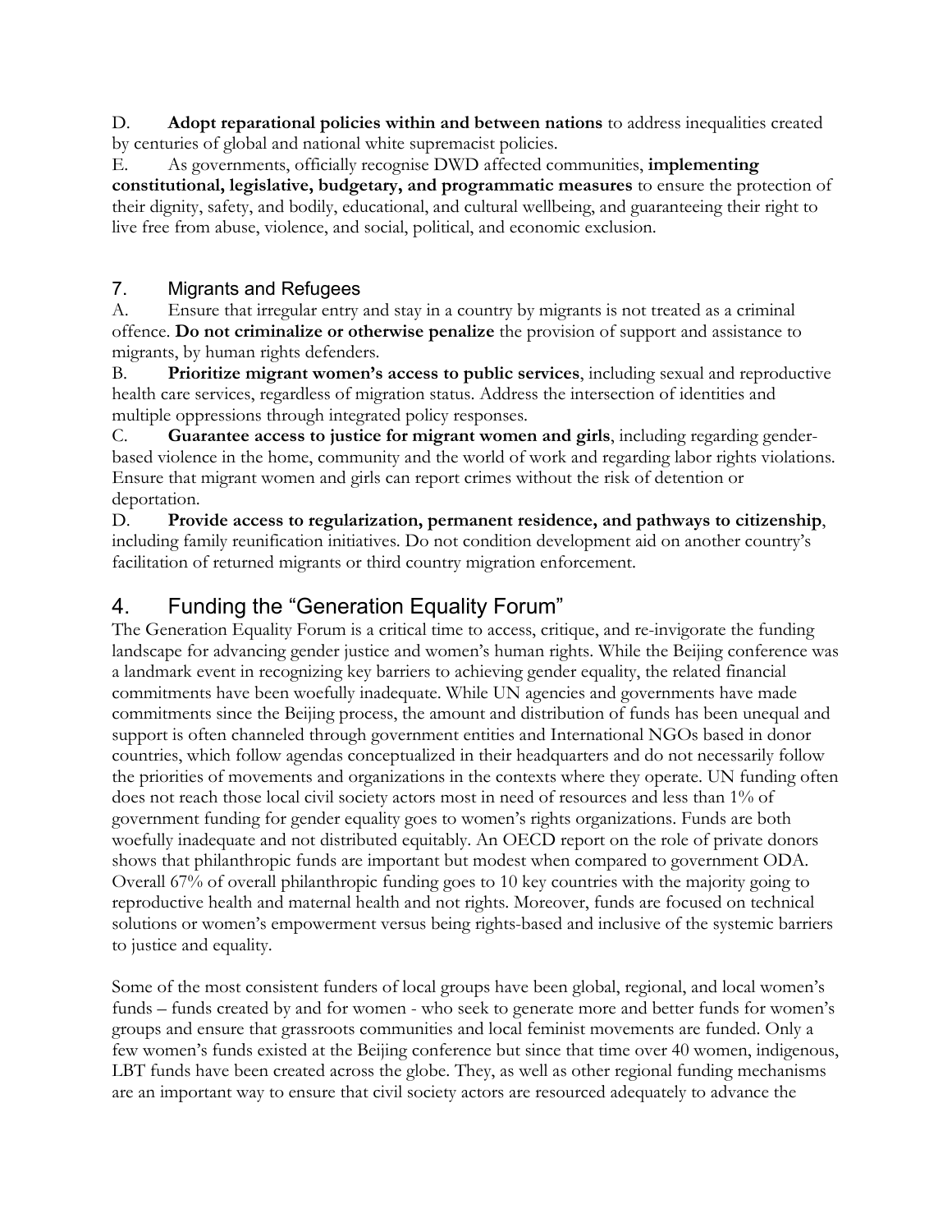D. **Adopt reparational policies within and between nations** to address inequalities created by centuries of global and national white supremacist policies.

E. As governments, officially recognise DWD affected communities, **implementing constitutional, legislative, budgetary, and programmatic measures** to ensure the protection of their dignity, safety, and bodily, educational, and cultural wellbeing, and guaranteeing their right to live free from abuse, violence, and social, political, and economic exclusion.

### 7. Migrants and Refugees

A. Ensure that irregular entry and stay in a country by migrants is not treated as a criminal offence. **Do not criminalize or otherwise penalize** the provision of support and assistance to migrants, by human rights defenders.

B. **Prioritize migrant women's access to public services**, including sexual and reproductive health care services, regardless of migration status. Address the intersection of identities and multiple oppressions through integrated policy responses.

C. **Guarantee access to justice for migrant women and girls**, including regarding gender-based violence in the home, community and the world of work and regarding labor rights violations. Ensure that migrant women and girls can report crimes without the risk of detention or deportation.

D. **Provide access to regularization, permanent residence, and pathways to citizenship**, including family reunification initiatives. Do not condition development aid on another country's facilitation of returned migrants or third country migration enforcement.

## 4. Funding the "Generation Equality Forum"

The Generation Equality Forum is a critical time to access, critique, and re-invigorate the funding landscape for advancing gender justice and women's human rights. While the Beijing conference was a landmark event in recognizing key barriers to achieving gender equality, the related financial commitments have been woefully inadequate. While UN agencies and governments have made commitments since the Beijing process, the amount and distribution of funds has been unequal and support is often channeled through government entities and International NGOs based in donor countries, which follow agendas conceptualized in their headquarters and do not necessarily follow the priorities of movements and organizations in the contexts where they operate. UN funding often does not reach those local civil society actors most in need of resources and less than 1% of government funding for gender equality goes to women's rights organizations. Funds are both woefully inadequate and not distributed equitably. An OECD report on the role of private donors shows that philanthropic funds are important but modest when compared to government ODA. Overall 67% of overall philanthropic funding goes to 10 key countries with the majority going to reproductive health and maternal health and not rights. Moreover, funds are focused on technical solutions or women's empowerment versus being rights-based and inclusive of the systemic barriers to justice and equality.

Some of the most consistent funders of local groups have been global, regional, and local women's funds – funds created by and for women - who seek to generate more and better funds for women's groups and ensure that grassroots communities and local feminist movements are funded. Only a few women's funds existed at the Beijing conference but since that time over 40 women, indigenous, LBT funds have been created across the globe. They, as well as other regional funding mechanisms are an important way to ensure that civil society actors are resourced adequately to advance the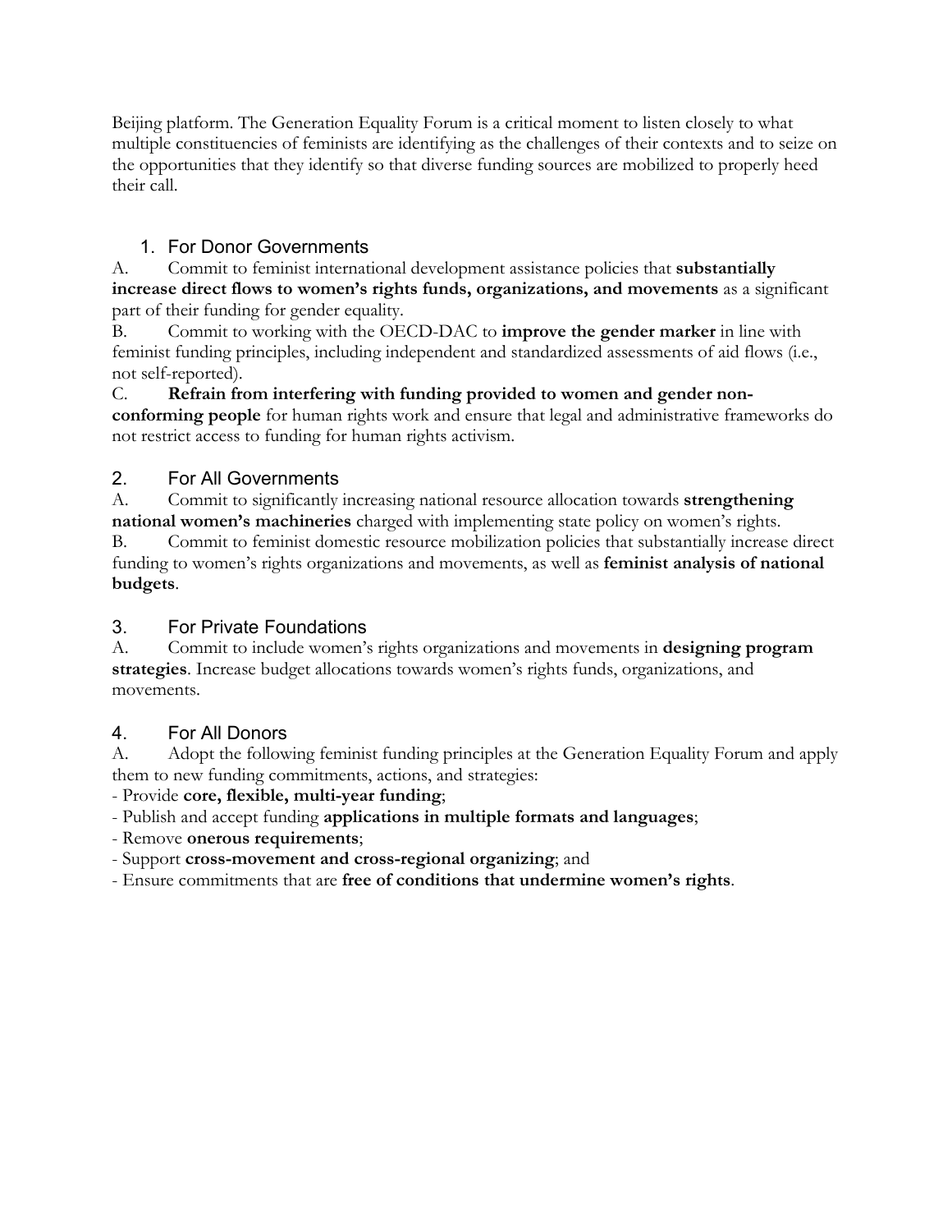Beijing platform. The Generation Equality Forum is a critical moment to listen closely to what multiple constituencies of feminists are identifying as the challenges of their contexts and to seize on the opportunities that they identify so that diverse funding sources are mobilized to properly heed their call.

### 1. For Donor Governments

A. Commit to feminist international development assistance policies that **substantially increase direct flows to women's rights funds, organizations, and movements** as a significant part of their funding for gender equality.

B. Commit to working with the OECD-DAC to **improve the gender marker** in line with feminist funding principles, including independent and standardized assessments of aid flows (i.e., not self-reported).

C. **Refrain from interfering with funding provided to women and gender non-conforming people** for human rights work and ensure that legal and administrative frameworks do not restrict access to funding for human rights activism.

### 2. For All Governments

A. Commit to significantly increasing national resource allocation towards **strengthening national women's machineries** charged with implementing state policy on women's rights.

B. Commit to feminist domestic resource mobilization policies that substantially increase direct funding to women's rights organizations and movements, as well as **feminist analysis of national budgets**.

### 3. For Private Foundations

A. Commit to include women's rights organizations and movements in **designing program strategies**. Increase budget allocations towards women's rights funds, organizations, and movements.

### 4. For All Donors

A. Adopt the following feminist funding principles at the Generation Equality Forum and apply them to new funding commitments, actions, and strategies:

- Provide **core, flexible, multi-year funding**;
- Publish and accept funding **applications in multiple formats and languages**;
- Remove **onerous requirements**;
- Support **cross-movement and cross-regional organizing**; and
- Ensure commitments that are **free of conditions that undermine women's rights**.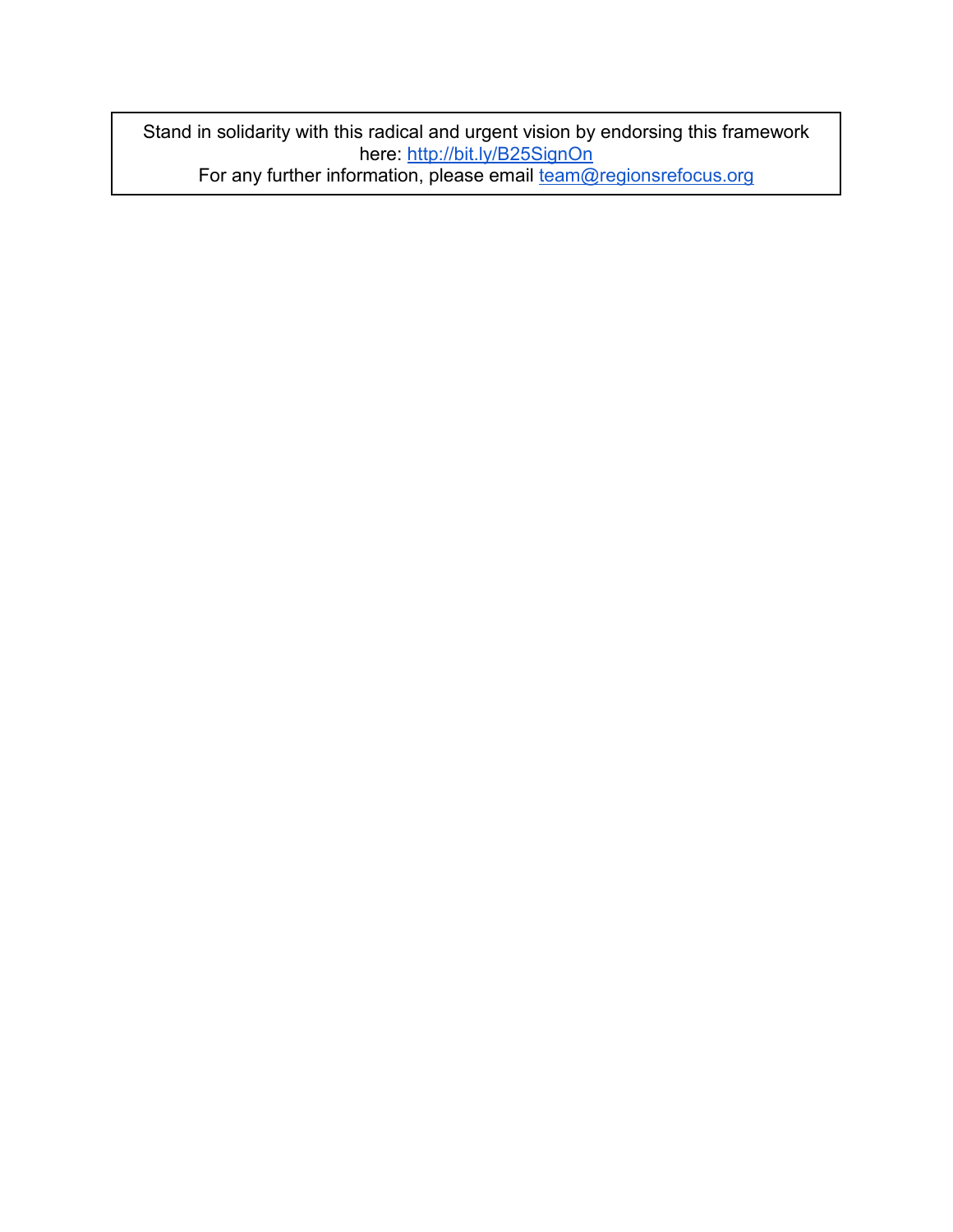Stand in solidarity with this radical and urgent vision by endorsing this framework here: [http://bit.ly/B25SignOn](http://bit.ly/B25SignOn)
For any further information, please email [team@regionsrefocus.org](mailto:team@regionsrefocus.org)